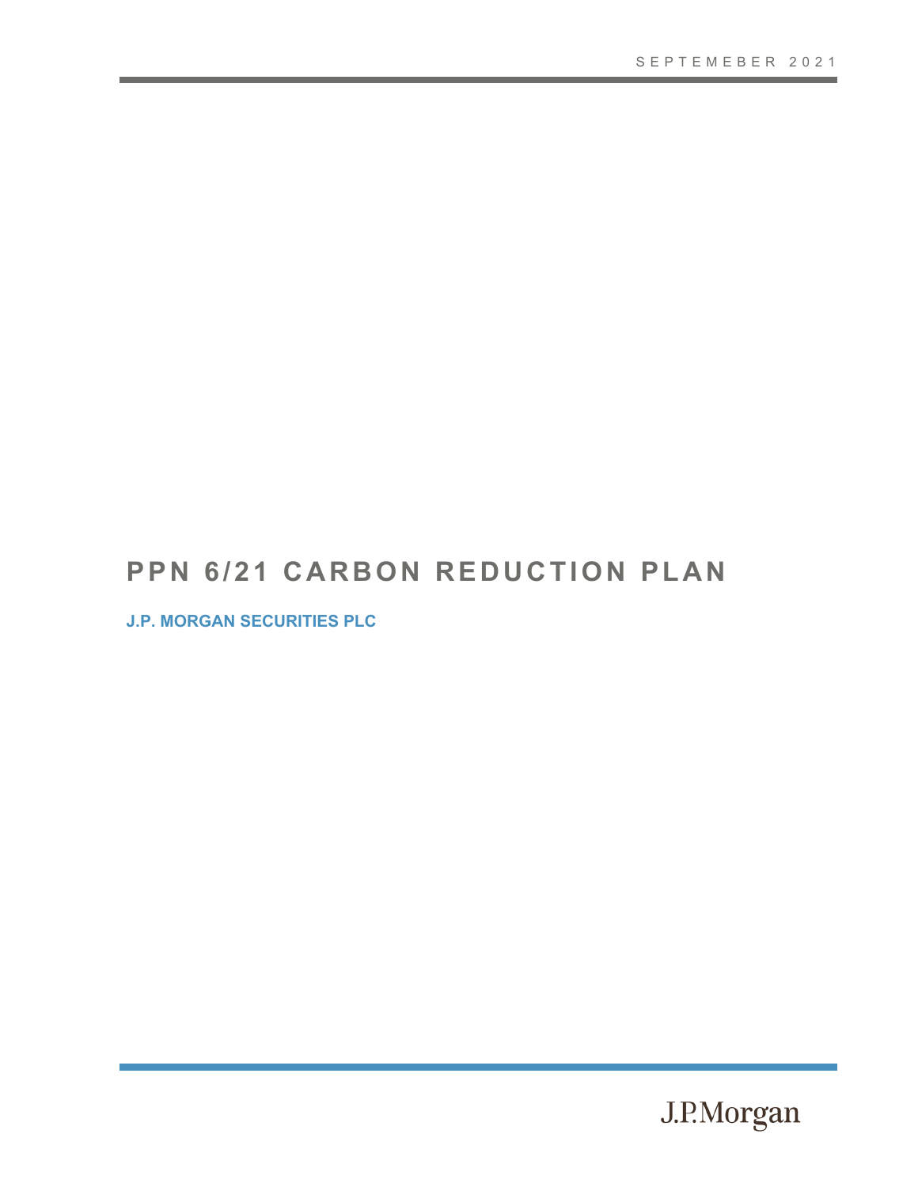SEPTEMEBER 2021

# PPN 6/21 CARBON REDUCTION PLAN

**J.P. MORGAN SECURITIES PLC**

J.P.Morgan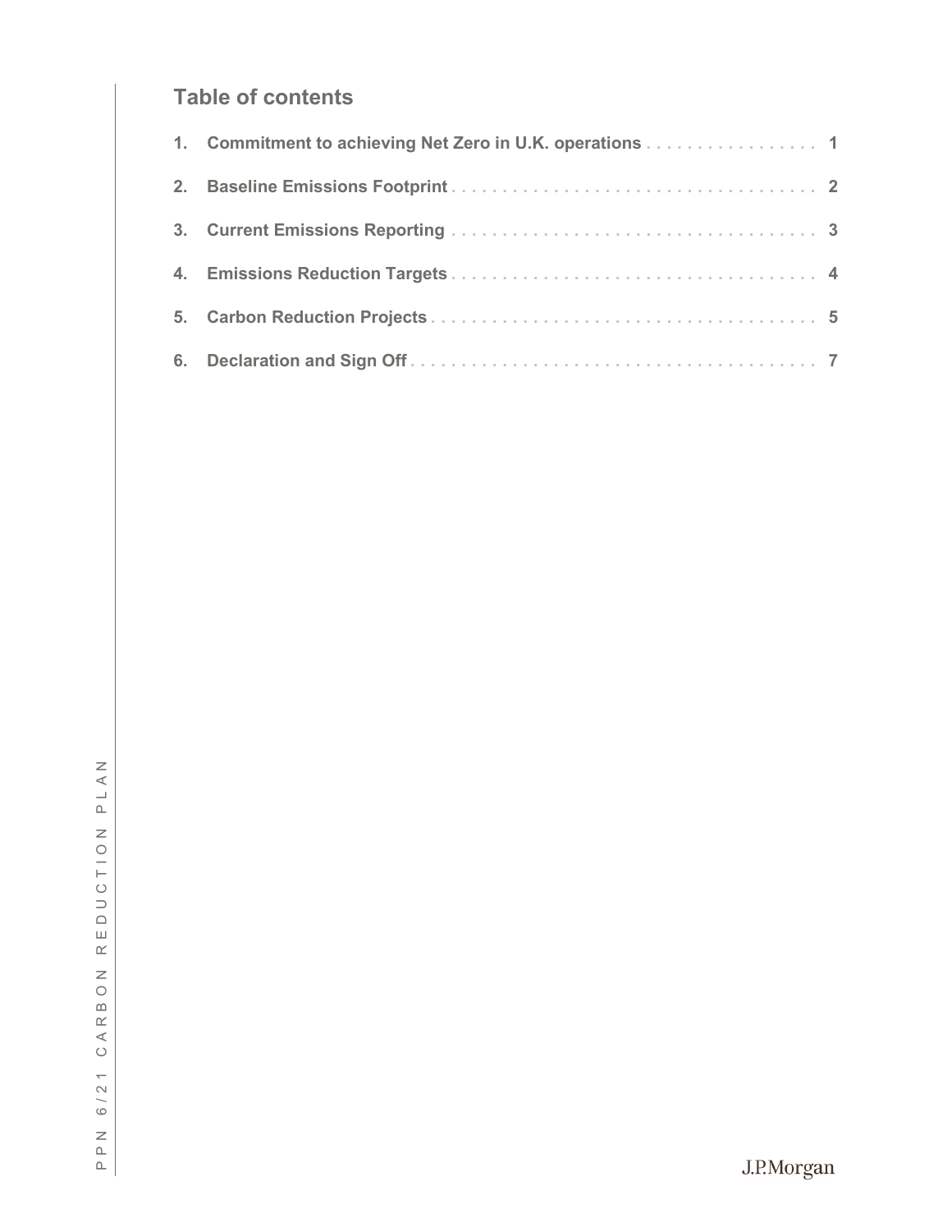## Table of contents

1. Commitment to achieving Net Zero in U.K. operations . . . . . . . . . . . . . . . . . . 1
2. Baseline Emissions Footprint . . . . . . . . . . . . . . . . . . . . . . . . . . . . . . . . . . . . 2
3. Current Emissions Reporting . . . . . . . . . . . . . . . . . . . . . . . . . . . . . . . . . . . . 3
4. Emissions Reduction Targets . . . . . . . . . . . . . . . . . . . . . . . . . . . . . . . . . . . . 4
5. Carbon Reduction Projects . . . . . . . . . . . . . . . . . . . . . . . . . . . . . . . . . . . . . 5
6. Declaration and Sign Off . . . . . . . . . . . . . . . . . . . . . . . . . . . . . . . . . . . . . . . 7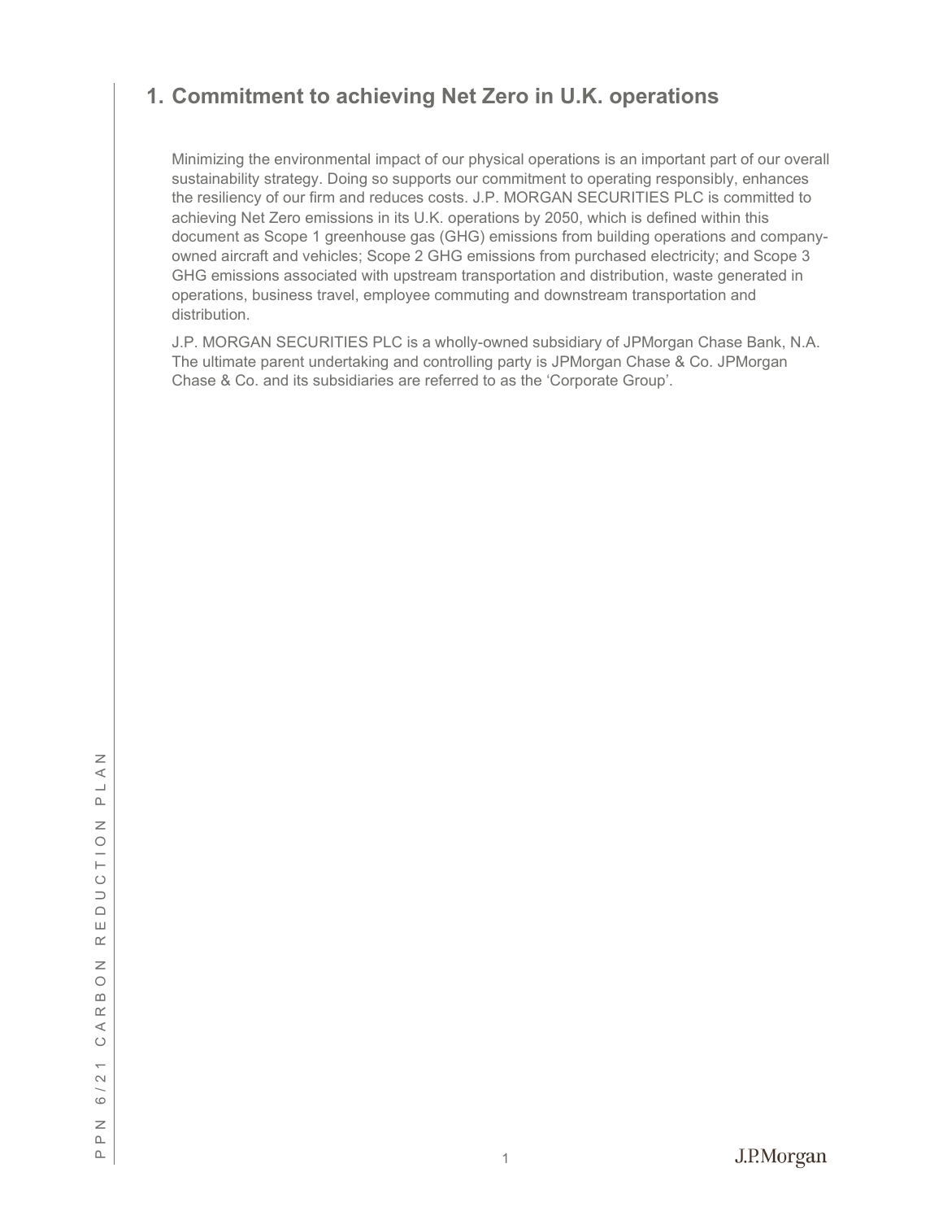## 1. Commitment to achieving Net Zero in U.K. operations

Minimizing the environmental impact of our physical operations is an important part of our overall sustainability strategy. Doing so supports our commitment to operating responsibly, enhances the resiliency of our firm and reduces costs. J.P. MORGAN SECURITIES PLC is committed to achieving Net Zero emissions in its U.K. operations by 2050, which is defined within this document as Scope 1 greenhouse gas (GHG) emissions from building operations and company-owned aircraft and vehicles; Scope 2 GHG emissions from purchased electricity; and Scope 3 GHG emissions associated with upstream transportation and distribution, waste generated in operations, business travel, employee commuting and downstream transportation and distribution.

J.P. MORGAN SECURITIES PLC is a wholly-owned subsidiary of JPMorgan Chase Bank, N.A. The ultimate parent undertaking and controlling party is JPMorgan Chase & Co. JPMorgan Chase & Co. and its subsidiaries are referred to as the 'Corporate Group'.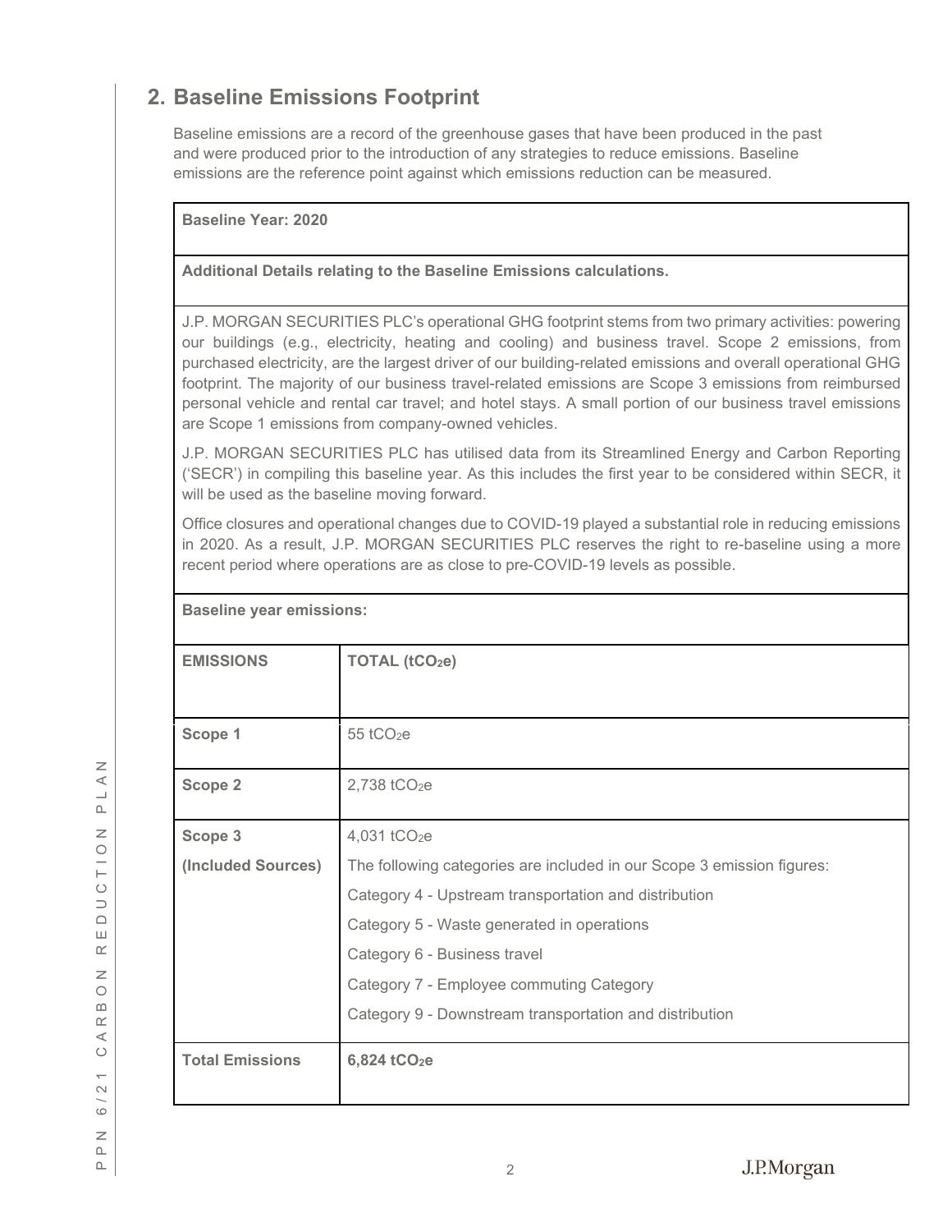## 2. Baseline Emissions Footprint

Baseline emissions are a record of the greenhouse gases that have been produced in the past and were produced prior to the introduction of any strategies to reduce emissions. Baseline emissions are the reference point against which emissions reduction can be measured.

**Baseline Year: 2020**

**Additional Details relating to the Baseline Emissions calculations.**

J.P. MORGAN SECURITIES PLC's operational GHG footprint stems from two primary activities: powering our buildings (e.g., electricity, heating and cooling) and business travel. Scope 2 emissions, from purchased electricity, are the largest driver of our building-related emissions and overall operational GHG footprint. The majority of our business travel-related emissions are Scope 3 emissions from reimbursed personal vehicle and rental car travel; and hotel stays. A small portion of our business travel emissions are Scope 1 emissions from company-owned vehicles.

J.P. MORGAN SECURITIES PLC has utilised data from its Streamlined Energy and Carbon Reporting ('SECR') in compiling this baseline year. As this includes the first year to be considered within SECR, it will be used as the baseline moving forward.

Office closures and operational changes due to COVID-19 played a substantial role in reducing emissions in 2020. As a result, J.P. MORGAN SECURITIES PLC reserves the right to re-baseline using a more recent period where operations are as close to pre-COVID-19 levels as possible.

**Baseline year emissions:**

| **EMISSIONS** | **TOTAL ($tCO_2e$)** |
|---|---|
| **Scope 1** | 55 $tCO_2e$ |
| **Scope 2** | 2,738 $tCO_2e$ |
| **Scope 3 (Included Sources)** | 4,031 $tCO_2e$<br>The following categories are included in our Scope 3 emission figures:<br>Category 4 - Upstream transportation and distribution<br>Category 5 - Waste generated in operations<br>Category 6 - Business travel<br>Category 7 - Employee commuting Category<br>Category 9 - Downstream transportation and distribution |
| **Total Emissions** | **6,824 $tCO_2e$** |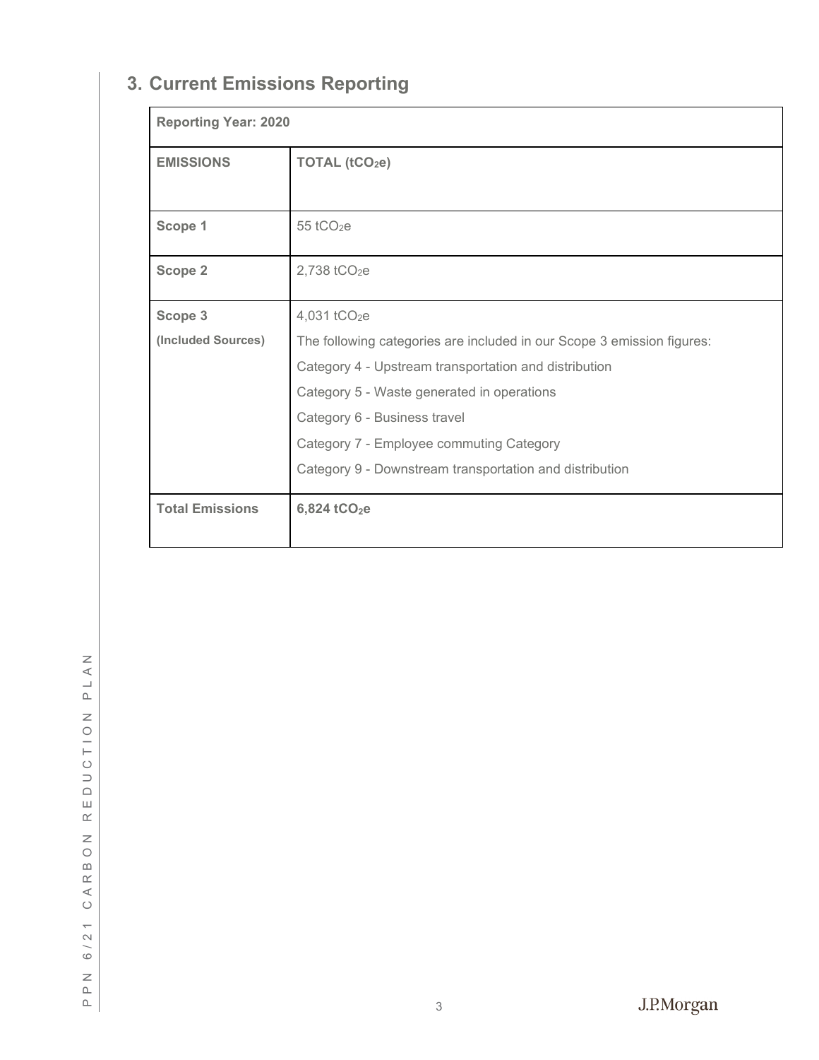## 3. Current Emissions Reporting

| Reporting Year: 2020 | |
|---|---|
| **EMISSIONS** | **TOTAL ($tCO_2e$)** |
| **Scope 1** | 55 $tCO_2e$ |
| **Scope 2** | 2,738 $tCO_2e$ |
| **Scope 3** **(Included Sources)** | 4,031 $tCO_2e$ <br> The following categories are included in our Scope 3 emission figures: <br> Category 4 - Upstream transportation and distribution <br> Category 5 - Waste generated in operations <br> Category 6 - Business travel <br> Category 7 - Employee commuting Category <br> Category 9 - Downstream transportation and distribution |
| **Total Emissions** | **6,824 $tCO_2e$** |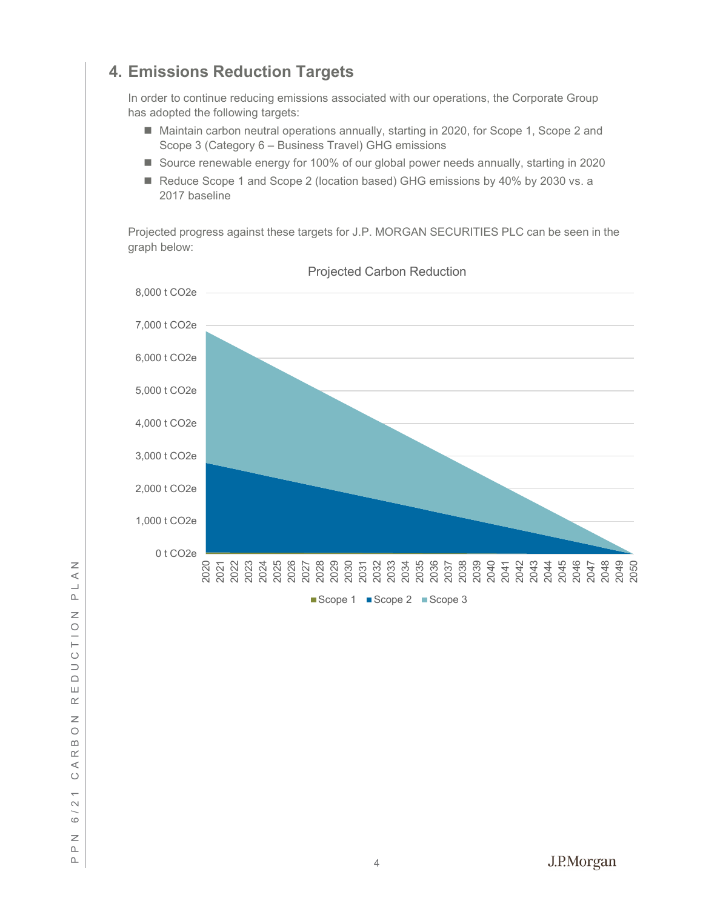## 4. Emissions Reduction Targets

In order to continue reducing emissions associated with our operations, the Corporate Group has adopted the following targets:

- Maintain carbon neutral operations annually, starting in 2020, for Scope 1, Scope 2 and Scope 3 (Category 6 – Business Travel) GHG emissions
- Source renewable energy for 100% of our global power needs annually, starting in 2020
- Reduce Scope 1 and Scope 2 (location based) GHG emissions by 40% by 2030 vs. a 2017 baseline

Projected progress against these targets for J.P. MORGAN SECURITIES PLC can be seen in the graph below: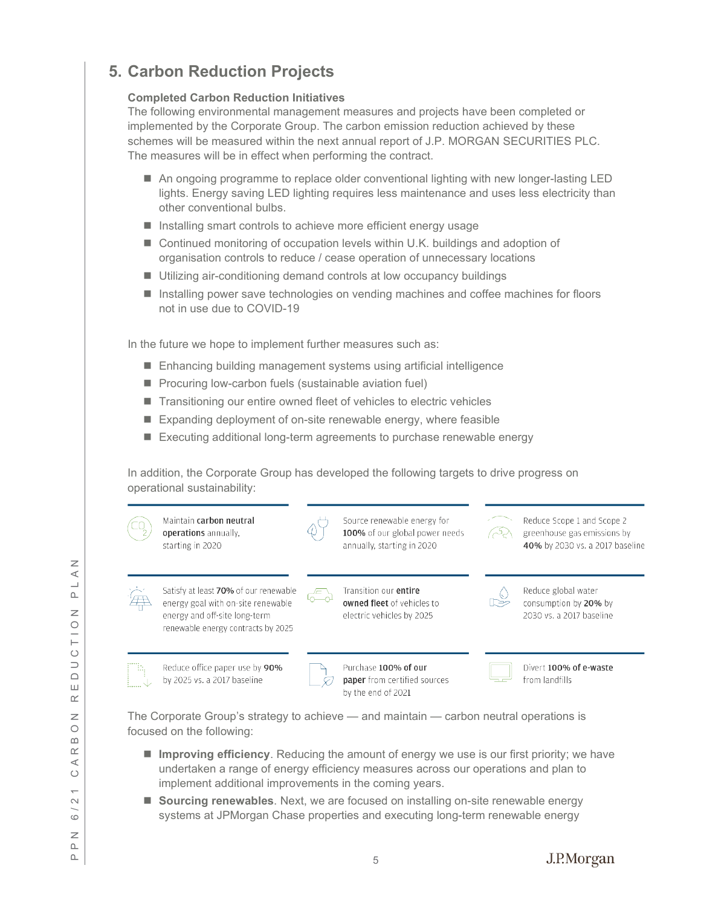## 5. Carbon Reduction Projects

**Completed Carbon Reduction Initiatives**

The following environmental management measures and projects have been completed or implemented by the Corporate Group. The carbon emission reduction achieved by these schemes will be measured within the next annual report of J.P. MORGAN SECURITIES PLC. The measures will be in effect when performing the contract.

- An ongoing programme to replace older conventional lighting with new longer-lasting LED lights. Energy saving LED lighting requires less maintenance and uses less electricity than other conventional bulbs.
- Installing smart controls to achieve more efficient energy usage
- Continued monitoring of occupation levels within U.K. buildings and adoption of organisation controls to reduce / cease operation of unnecessary locations
- Utilizing air-conditioning demand controls at low occupancy buildings
- Installing power save technologies on vending machines and coffee machines for floors not in use due to COVID-19

In the future we hope to implement further measures such as:

- Enhancing building management systems using artificial intelligence
- Procuring low-carbon fuels (sustainable aviation fuel)
- Transitioning our entire owned fleet of vehicles to electric vehicles
- Expanding deployment of on-site renewable energy, where feasible
- Executing additional long-term agreements to purchase renewable energy

In addition, the Corporate Group has developed the following targets to drive progress on operational sustainability:

- Maintain **carbon neutral operations** annually, starting in 2020
- Source renewable energy for **100%** of our global power needs annually, starting in 2020
- Reduce Scope 1 and Scope 2 greenhouse gas emissions by **40%** by 2030 vs. a 2017 baseline
- Satisfy at least **70%** of our renewable energy goal with on-site renewable energy and off-site long-term renewable energy contracts by 2025
- Transition our **entire owned fleet** of vehicles to electric vehicles by 2025
- Reduce global water consumption by **20%** by 2030 vs. a 2017 baseline
- Reduce office paper use by **90%** by 2025 vs. a 2017 baseline
- Purchase **100% of our paper** from certified sources by the end of 2021
- Divert **100% of e-waste** from landfills

The Corporate Group's strategy to achieve — and maintain — carbon neutral operations is focused on the following:

- **Improving efficiency**. Reducing the amount of energy we use is our first priority; we have undertaken a range of energy efficiency measures across our operations and plan to implement additional improvements in the coming years.
- **Sourcing renewables**. Next, we are focused on installing on-site renewable energy systems at JPMorgan Chase properties and executing long-term renewable energy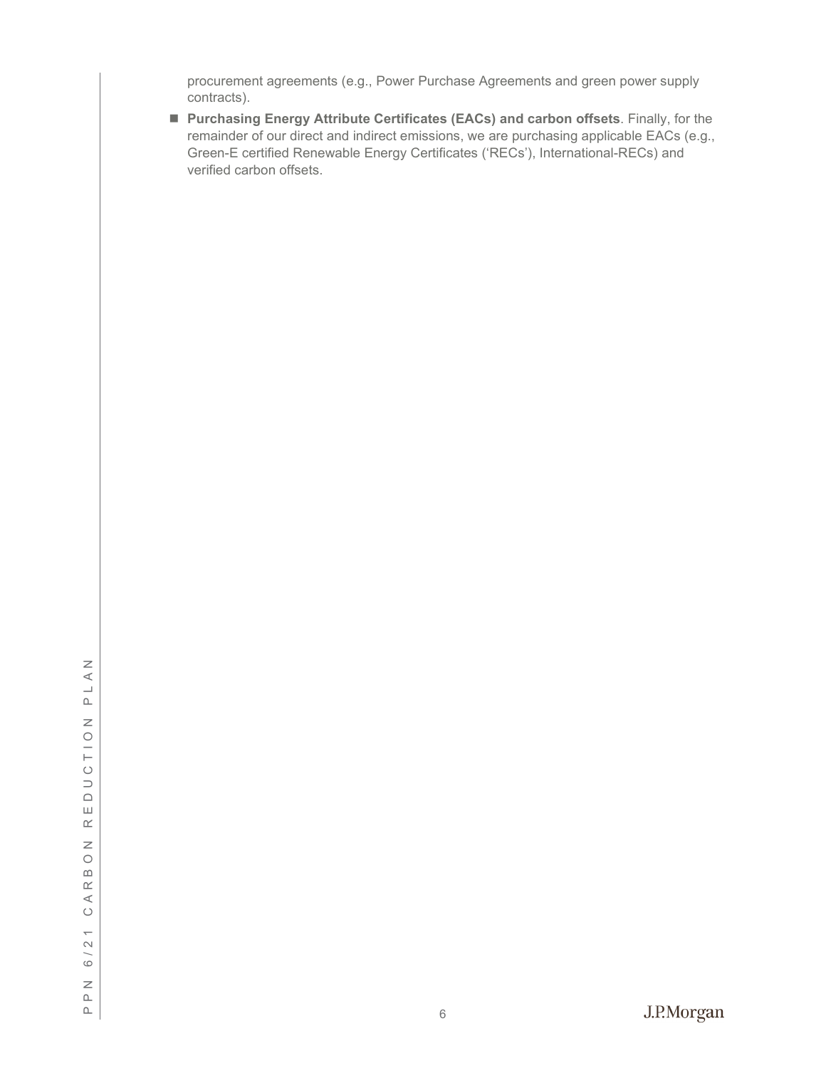procurement agreements (e.g., Power Purchase Agreements and green power supply contracts).

- **Purchasing Energy Attribute Certificates (EACs) and carbon offsets**. Finally, for the remainder of our direct and indirect emissions, we are purchasing applicable EACs (e.g., Green-E certified Renewable Energy Certificates ('RECs'), International-RECs) and verified carbon offsets.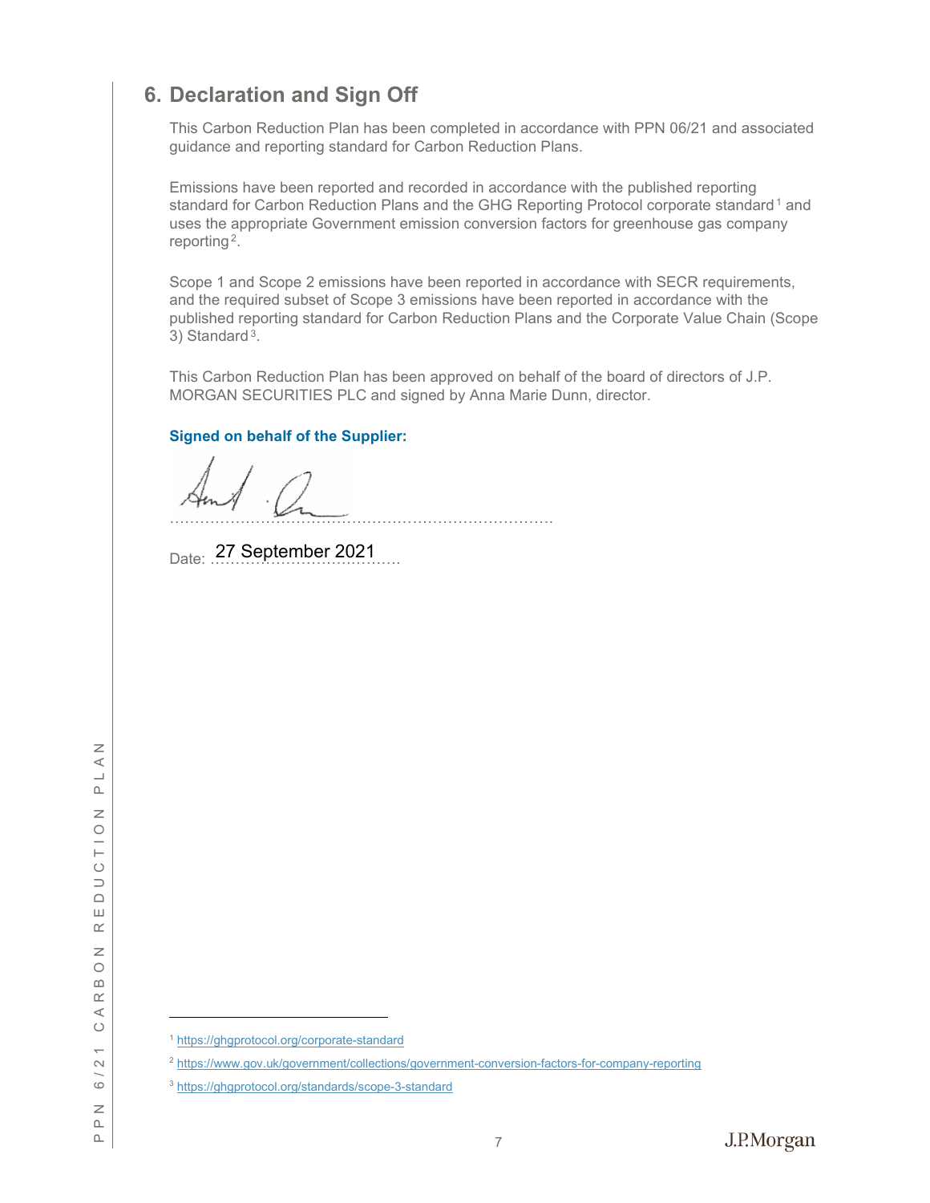## 6. Declaration and Sign Off

This Carbon Reduction Plan has been completed in accordance with PPN 06/21 and associated guidance and reporting standard for Carbon Reduction Plans.

Emissions have been reported and recorded in accordance with the published reporting standard for Carbon Reduction Plans and the GHG Reporting Protocol corporate standard[1] and uses the appropriate Government emission conversion factors for greenhouse gas company reporting[2].

Scope 1 and Scope 2 emissions have been reported in accordance with SECR requirements, and the required subset of Scope 3 emissions have been reported in accordance with the published reporting standard for Carbon Reduction Plans and the Corporate Value Chain (Scope 3) Standard[3].

This Carbon Reduction Plan has been approved on behalf of the board of directors of J.P. MORGAN SECURITIES PLC and signed by Anna Marie Dunn, director.

**Signed on behalf of the Supplier:**

……………………………………………………………………

Date: 27 September 2021

---

[1] https://ghgprotocol.org/corporate-standard

[2] https://www.gov.uk/government/collections/government-conversion-factors-for-company-reporting

[3] https://ghgprotocol.org/standards/scope-3-standard